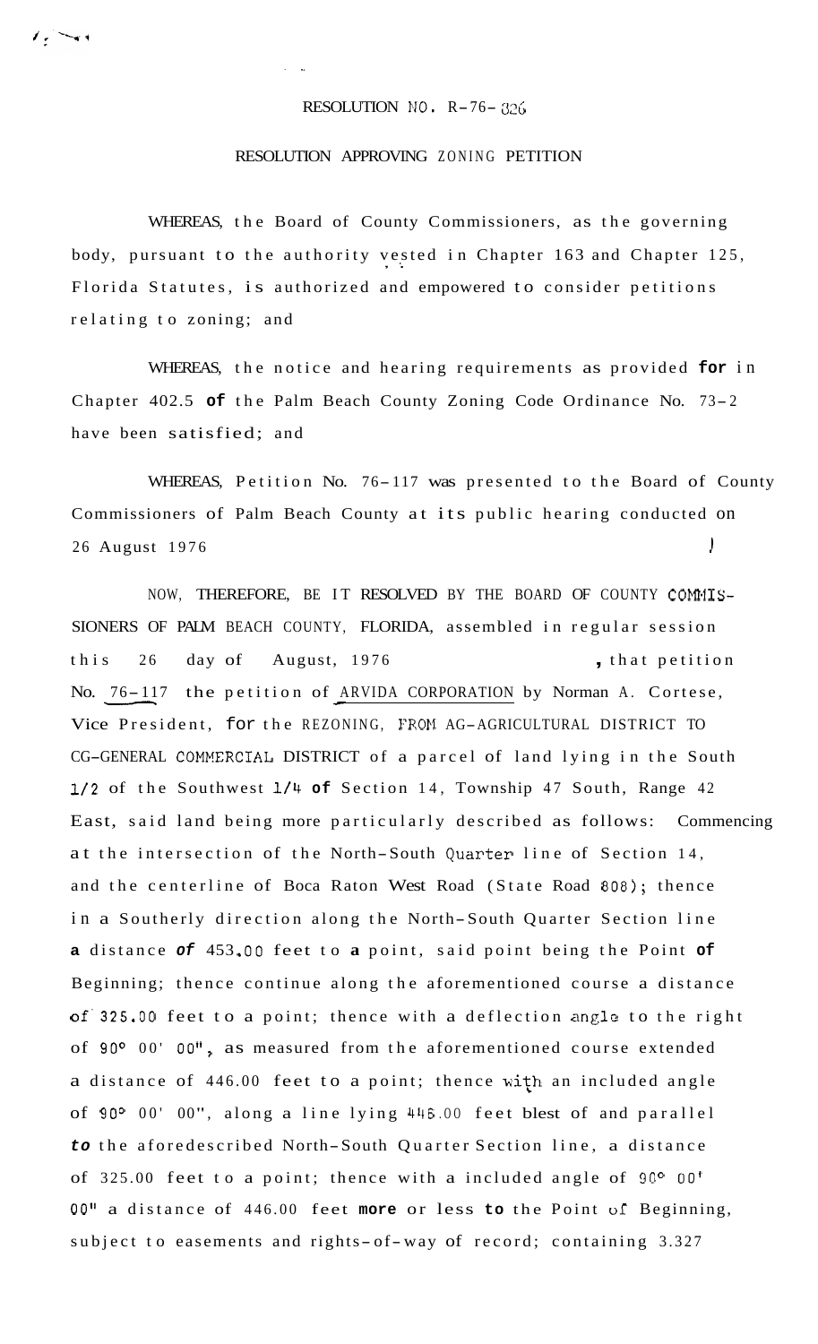RESOLUTION NO. R-76- 326

RESOLUTION APPROVING ZONING PETITION

WHEREAS, the Board of County Commissioners, as the governing body, pursuant to the authority vested in Chapter 163 and Chapter 125, Florida Statutes, is authorized and empowered to consider petitions relating to zoning; and

WHEREAS, the notice and hearing requirements as provided for in Chapter 402.5 of the Palm Beach County Zoning Code Ordinance No. 73-2 have been satisfied; and

WHEREAS, Petition No. 76-117 was presented to the Board of County Commissioners of Palm Beach County at its public hearing conducted on 26 August 1976

NOW, THEREFORE, BE IT RESOLVED BY THE BOARD OF COUNTY COMMISSIONERS OF PALM BEACH COUNTY, FLORIDA, assembled in regular session this 26 day of August, 1976, that petition No. 76-117 the petition of ARVIDA CORPORATION by Norman A. Cortese, Vice President, for the REZONING, FROM AG-AGRICULTURAL DISTRICT TO CG-GENERAL COMMERCIAL DISTRICT of a parcel of land lying in the South 1/2 of the Southwest 1/4 of Section 14, Township 47 South, Range 42 East, said land being more particularly described as follows: Commencing at the intersection of the North-South Quarter line of Section 14, and the centerline of Boca Raton West Road (State Road 808); thence in a Southerly direction along the North-South Quarter Section line a distance of 453.00 feet to a point, said point being the Point of Beginning; thence continue along the aforementioned course a distance of 325.00 feet to a point; thence with a deflection angle to the right of 90° 00' 00", as measured from the aforementioned course extended a distance of 446.00 feet to a point; thence with an included angle of 90° 00' 00", along a line lying 446.00 feet West of and parallel to the aforedescribed North-South Quarter Section line, a distance of 325.00 feet to a point; thence with a included angle of 90° 00' 00" a distance of 446.00 feet more or less to the Point of Beginning, subject to easements and rights-of-way of record; containing 3.327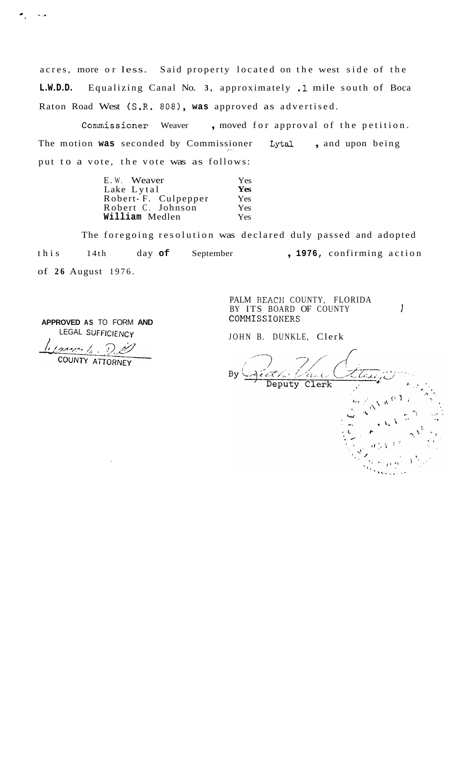acres, more or less. Said property located on the west side of the **L.W.D.D.** Equalizing Canal No. **3**, approximately .1 mile south of Boca Raton Road West (S.R. 808), **was** approved as advertised.

Commissioner Weaver, moved for approval of the petition. The motion **was** seconded by Commissioner Lytal, and upon being put to a vote, the vote was as follows:

| | |
|---|---|
| E.W. Weaver | Yes |
| Lake Lytal | **Yes** |
| Robert F. Culpepper | Yes |
| Robert C. Johnson | Yes |
| **William** Medlen | Yes |

The foregoing resolution was declared duly passed and adopted this 14th day **of** September, **1976,** confirming action of **26** August 1976.

**APPROVED AS** TO FORM **AND**
LEGAL SUFFICIENCY

COUNTY ATTORNEY

PALM BEACH COUNTY, FLORIDA
BY ITS BOARD OF COUNTY
COMMISSIONERS

JOHN B. DUNKLE, Clerk

By
Deputy Clerk